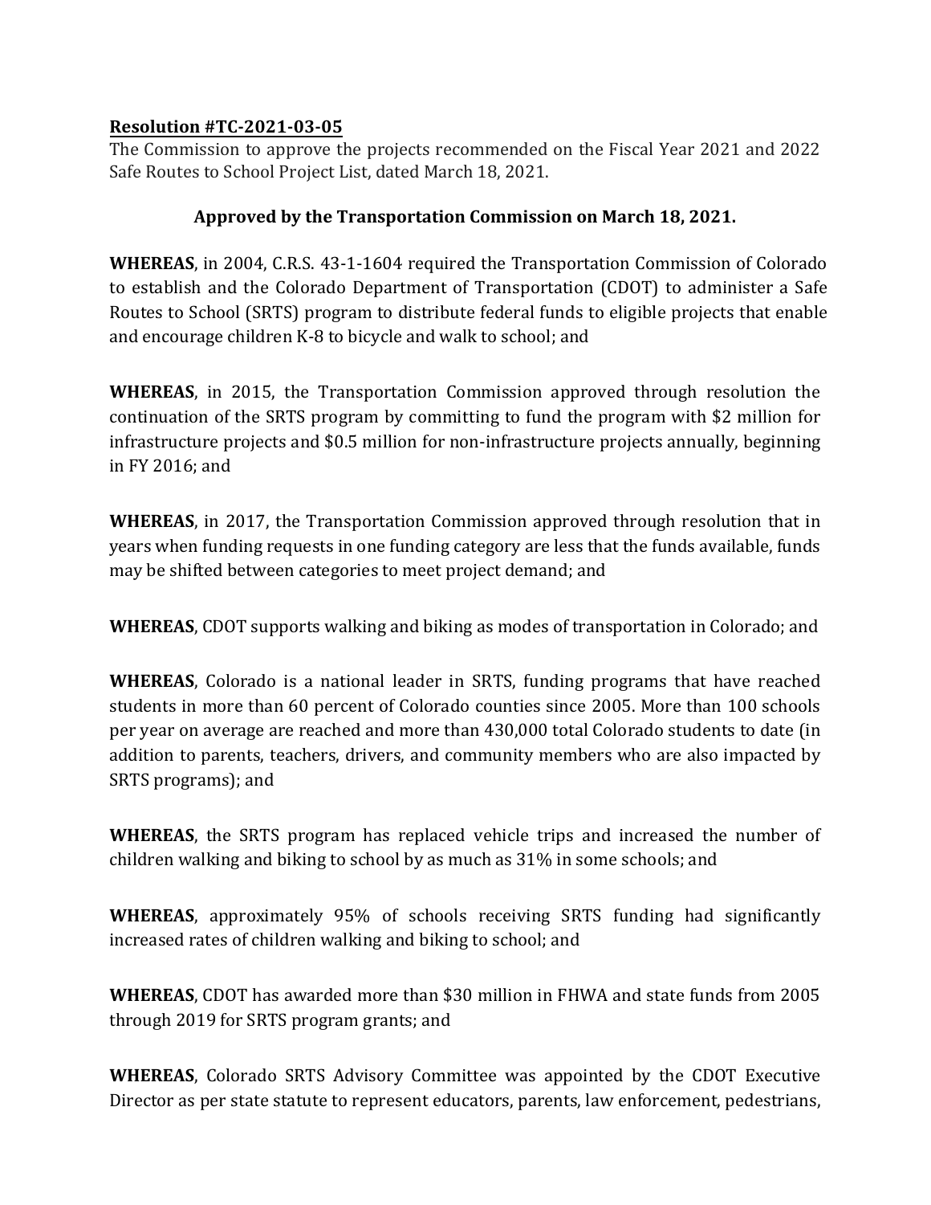**<u>Resolution #TC-2021-03-05</u>**

The Commission to approve the projects recommended on the Fiscal Year 2021 and 2022 Safe Routes to School Project List, dated March 18, 2021.

**Approved by the Transportation Commission on March 18, 2021.**

**WHEREAS**, in 2004, C.R.S. 43-1-1604 required the Transportation Commission of Colorado to establish and the Colorado Department of Transportation (CDOT) to administer a Safe Routes to School (SRTS) program to distribute federal funds to eligible projects that enable and encourage children K-8 to bicycle and walk to school; and

**WHEREAS**, in 2015, the Transportation Commission approved through resolution the continuation of the SRTS program by committing to fund the program with $2 million for infrastructure projects and $0.5 million for non-infrastructure projects annually, beginning in FY 2016; and

**WHEREAS**, in 2017, the Transportation Commission approved through resolution that in years when funding requests in one funding category are less that the funds available, funds may be shifted between categories to meet project demand; and

**WHEREAS**, CDOT supports walking and biking as modes of transportation in Colorado; and

**WHEREAS**, Colorado is a national leader in SRTS, funding programs that have reached students in more than 60 percent of Colorado counties since 2005. More than 100 schools per year on average are reached and more than 430,000 total Colorado students to date (in addition to parents, teachers, drivers, and community members who are also impacted by SRTS programs); and

**WHEREAS**, the SRTS program has replaced vehicle trips and increased the number of children walking and biking to school by as much as 31% in some schools; and

**WHEREAS**, approximately 95% of schools receiving SRTS funding had significantly increased rates of children walking and biking to school; and

**WHEREAS**, CDOT has awarded more than $30 million in FHWA and state funds from 2005 through 2019 for SRTS program grants; and

**WHEREAS**, Colorado SRTS Advisory Committee was appointed by the CDOT Executive Director as per state statute to represent educators, parents, law enforcement, pedestrians,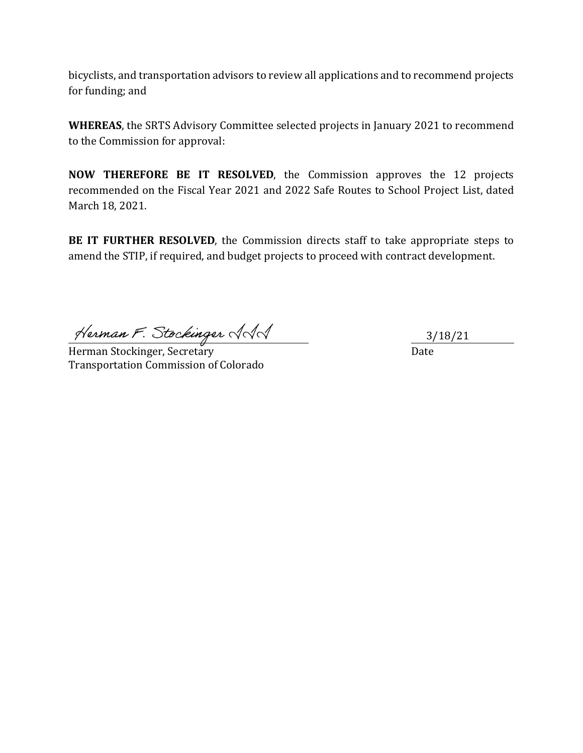bicyclists, and transportation advisors to review all applications and to recommend projects for funding; and

**WHEREAS**, the SRTS Advisory Committee selected projects in January 2021 to recommend to the Commission for approval:

**NOW THEREFORE BE IT RESOLVED**, the Commission approves the 12 projects recommended on the Fiscal Year 2021 and 2022 Safe Routes to School Project List, dated March 18, 2021.

**BE IT FURTHER RESOLVED**, the Commission directs staff to take appropriate steps to amend the STIP, if required, and budget projects to proceed with contract development.

Herman F. Stockinger III

Herman Stockinger, Secretary
Transportation Commission of Colorado

3/18/21

Date